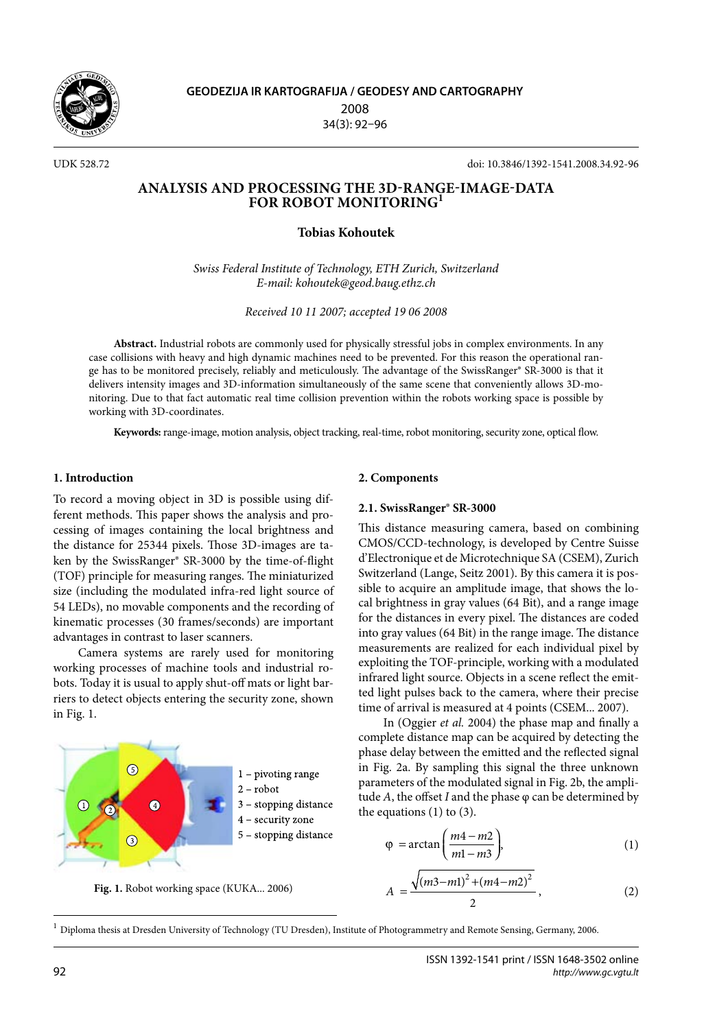UDK 528.72

doi: 10.3846/1392-1541.2008.34.92-96

# ANALYSIS AND PROCESSING THE 3D-RANGE-IMAGE-DATA FOR ROBOT MONITORING[1]

**Tobias Kohoutek**

*Swiss Federal Institute of Technology, ETH Zurich, Switzerland*
*E-mail: kohoutek@geod.baug.ethz.ch*

*Received 10 11 2007; accepted 19 06 2008*

**Abstract.** Industrial robots are commonly used for physically stressful jobs in complex environments. In any case collisions with heavy and high dynamic machines need to be prevented. For this reason the operational range has to be monitored precisely, reliably and meticulously. The advantage of the SwissRanger® SR-3000 is that it delivers intensity images and 3D-information simultaneously of the same scene that conveniently allows 3D-monitoring. Due to that fact automatic real time collision prevention within the robots working space is possible by working with 3D-coordinates.

**Keywords:** range-image, motion analysis, object tracking, real-time, robot monitoring, security zone, optical flow.

## 1. Introduction

To record a moving object in 3D is possible using different methods. This paper shows the analysis and processing of images containing the local brightness and the distance for 25344 pixels. Those 3D-images are taken by the SwissRanger® SR-3000 by the time-of-flight (TOF) principle for measuring ranges. The miniaturized size (including the modulated infra-red light source of 54 LEDs), no movable components and the recording of kinematic processes (30 frames/seconds) are important advantages in contrast to laser scanners.

Camera systems are rarely used for monitoring working processes of machine tools and industrial robots. Today it is usual to apply shut-off mats or light barriers to detect objects entering the security zone, shown in Fig. 1.

1 – pivoting range
2 – robot
3 – stopping distance
4 – security zone
5 – stopping distance

**Fig. 1.** Robot working space (KUKA... 2006)

## 2. Components

### 2.1. SwissRanger® SR-3000

This distance measuring camera, based on combining CMOS/CCD-technology, is developed by Centre Suisse d'Electronique et de Microtechnique SA (CSEM), Zurich Switzerland (Lange, Seitz 2001). By this camera it is possible to acquire an amplitude image, that shows the local brightness in gray values (64 Bit), and a range image for the distances in every pixel. The distances are coded into gray values (64 Bit) in the range image. The distance measurements are realized for each individual pixel by exploiting the TOF-principle, working with a modulated infrared light source. Objects in a scene reflect the emitted light pulses back to the camera, where their precise time of arrival is measured at 4 points (CSEM... 2007).

In (Oggier *et al.* 2004) the phase map and finally a complete distance map can be acquired by detecting the phase delay between the emitted and the reflected signal in Fig. 2a. By sampling this signal the three unknown parameters of the modulated signal in Fig. 2b, the amplitude $A$, the offset $I$ and the phase $\varphi$ can be determined by the equations (1) to (3).

$$\varphi = \arctan\left(\frac{m4 - m2}{m1 - m3}\right), \tag{1}$$

$$A = \frac{\sqrt{(m3-m1)^2+(m4-m2)^2}}{2}, \tag{2}$$

[1] Diploma thesis at Dresden University of Technology (TU Dresden), Institute of Photogrammetry and Remote Sensing, Germany, 2006.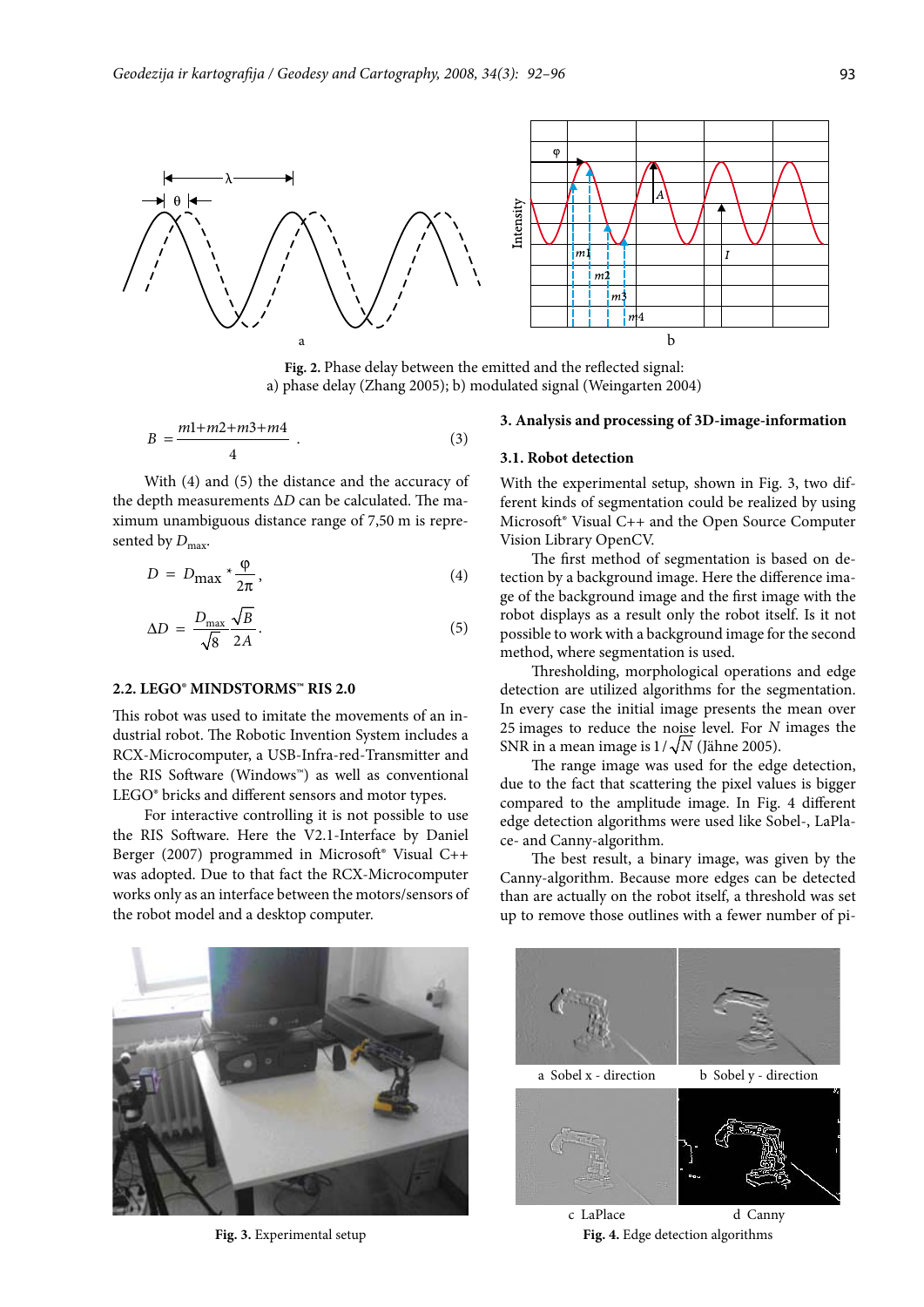**Fig. 2.** Phase delay between the emitted and the reflected signal: a) phase delay (Zhang 2005); b) modulated signal (Weingarten 2004)

$$B = \frac{m1+m2+m3+m4}{4}. \quad (3)$$

With (4) and (5) the distance and the accuracy of the depth measurements $\Delta D$ can be calculated. The maximum unambiguous distance range of 7,50 m is represented by $D_{max}$.

$$D = D_{max} * \frac{\varphi}{2\pi}, \quad (4)$$

$$\Delta D = \frac{D_{max}}{\sqrt{8}} \frac{\sqrt{B}}{2A}. \quad (5)$$

### 2.2. LEGO® MINDSTORMS™ RIS 2.0

This robot was used to imitate the movements of an industrial robot. The Robotic Invention System includes a RCX-Microcomputer, a USB-Infra-red-Transmitter and the RIS Software (Windows™) as well as conventional LEGO® bricks and different sensors and motor types.

For interactive controlling it is not possible to use the RIS Software. Here the V2.1-Interface by Daniel Berger (2007) programmed in Microsoft® Visual C++ was adopted. Due to that fact the RCX-Microcomputer works only as an interface between the motors/sensors of the robot model and a desktop computer.

## 3. Analysis and processing of 3D-image-information

### 3.1. Robot detection

With the experimental setup, shown in Fig. 3, two different kinds of segmentation could be realized by using Microsoft® Visual C++ and the Open Source Computer Vision Library OpenCV.

The first method of segmentation is based on detection by a background image. Here the difference image of the background image and the first image with the robot displays as a result only the robot itself. Is it not possible to work with a background image for the second method, where segmentation is used.

Thresholding, morphological operations and edge detection are utilized algorithms for the segmentation. In every case the initial image presents the mean over 25 images to reduce the noise level. For $N$ images the SNR in a mean image is $1/\sqrt{N}$ (Jähne 2005).

The range image was used for the edge detection, due to the fact that scattering the pixel values is bigger compared to the amplitude image. In Fig. 4 different edge detection algorithms were used like Sobel-, LaPlace- and Canny-algorithm.

The best result, a binary image, was given by the Canny-algorithm. Because more edges can be detected than are actually on the robot itself, a threshold was set up to remove those outlines with a fewer number of pi-

**Fig. 3.** Experimental setup

a Sobel x - direction; b Sobel y - direction; c LaPlace; d Canny

**Fig. 4.** Edge detection algorithms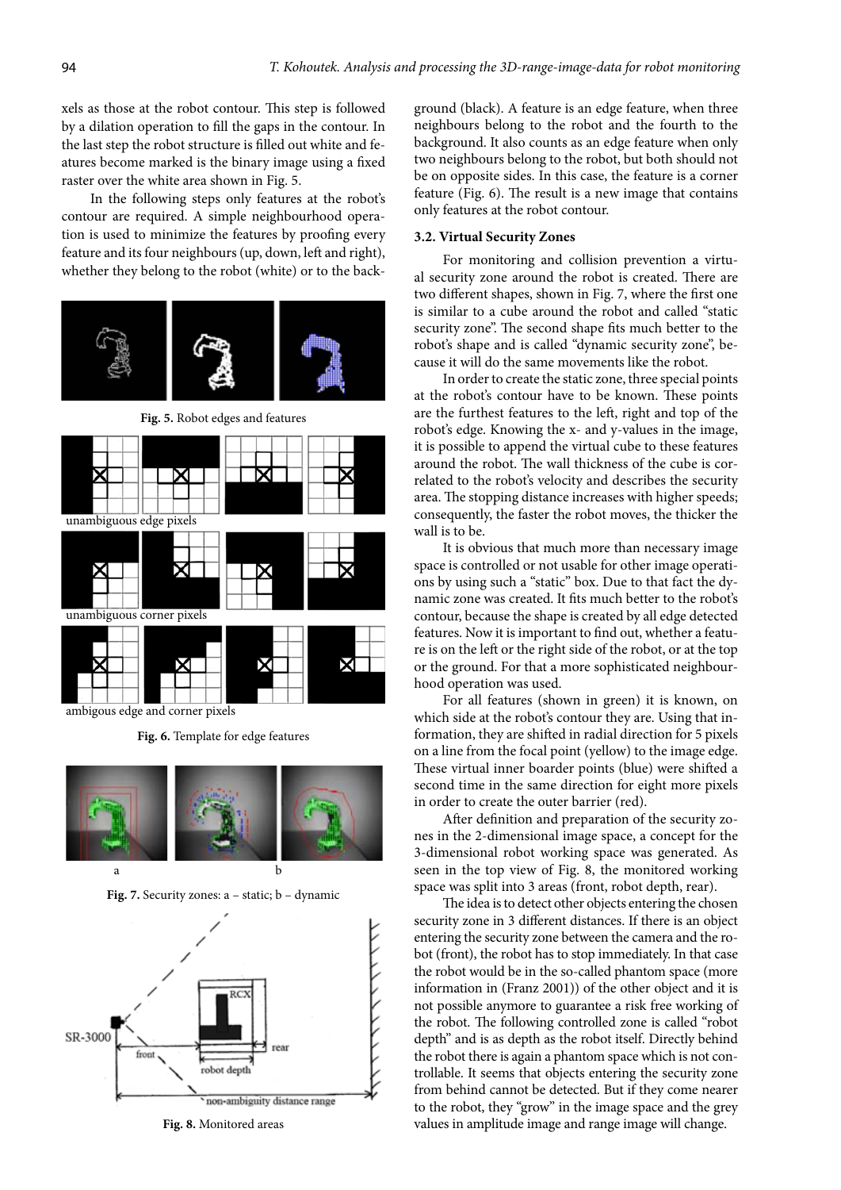xels as those at the robot contour. This step is followed by a dilation operation to fill the gaps in the contour. In the last step the robot structure is filled out white and features become marked is the binary image using a fixed raster over the white area shown in Fig. 5.

In the following steps only features at the robot's contour are required. A simple neighbourhood operation is used to minimize the features by proofing every feature and its four neighbours (up, down, left and right), whether they belong to the robot (white) or to the background (black). A feature is an edge feature, when three neighbours belong to the robot and the fourth to the background. It also counts as an edge feature when only two neighbours belong to the robot, but both should not be on opposite sides. In this case, the feature is a corner feature (Fig. 6). The result is a new image that contains only features at the robot contour.

**Fig. 5.** Robot edges and features

unambiguous edge pixels

unambiguous corner pixels

ambigous edge and corner pixels

**Fig. 6.** Template for edge features

a

b

**Fig. 7.** Security zones: a – static; b – dynamic

SR-3000

RCX

front

robot depth

rear

non-ambiguity distance range

**Fig. 8.** Monitored areas

### 3.2. Virtual Security Zones

For monitoring and collision prevention a virtual security zone around the robot is created. There are two different shapes, shown in Fig. 7, where the first one is similar to a cube around the robot and called "static security zone". The second shape fits much better to the robot's shape and is called "dynamic security zone", because it will do the same movements like the robot.

In order to create the static zone, three special points at the robot's contour have to be known. These points are the furthest features to the left, right and top of the robot's edge. Knowing the x- and y-values in the image, it is possible to append the virtual cube to these features around the robot. The wall thickness of the cube is correlated to the robot's velocity and describes the security area. The stopping distance increases with higher speeds; consequently, the faster the robot moves, the thicker the wall is to be.

It is obvious that much more than necessary image space is controlled or not usable for other image operations by using such a "static" box. Due to that fact the dynamic zone was created. It fits much better to the robot's contour, because the shape is created by all edge detected features. Now it is important to find out, whether a feature is on the left or the right side of the robot, or at the top or the ground. For that a more sophisticated neighbourhood operation was used.

For all features (shown in green) it is known, on which side at the robot's contour they are. Using that information, they are shifted in radial direction for 5 pixels on a line from the focal point (yellow) to the image edge. These virtual inner boarder points (blue) were shifted a second time in the same direction for eight more pixels in order to create the outer barrier (red).

After definition and preparation of the security zones in the 2-dimensional image space, a concept for the 3-dimensional robot working space was generated. As seen in the top view of Fig. 8, the monitored working space was split into 3 areas (front, robot depth, rear).

The idea is to detect other objects entering the chosen security zone in 3 different distances. If there is an object entering the security zone between the camera and the robot (front), the robot has to stop immediately. In that case the robot would be in the so-called phantom space (more information in (Franz 2001)) of the other object and it is not possible anymore to guarantee a risk free working of the robot. The following controlled zone is called "robot depth" and is as depth as the robot itself. Directly behind the robot there is again a phantom space which is not controllable. It seems that objects entering the security zone from behind cannot be detected. But if they come nearer to the robot, they "grow" in the image space and the grey values in amplitude image and range image will change.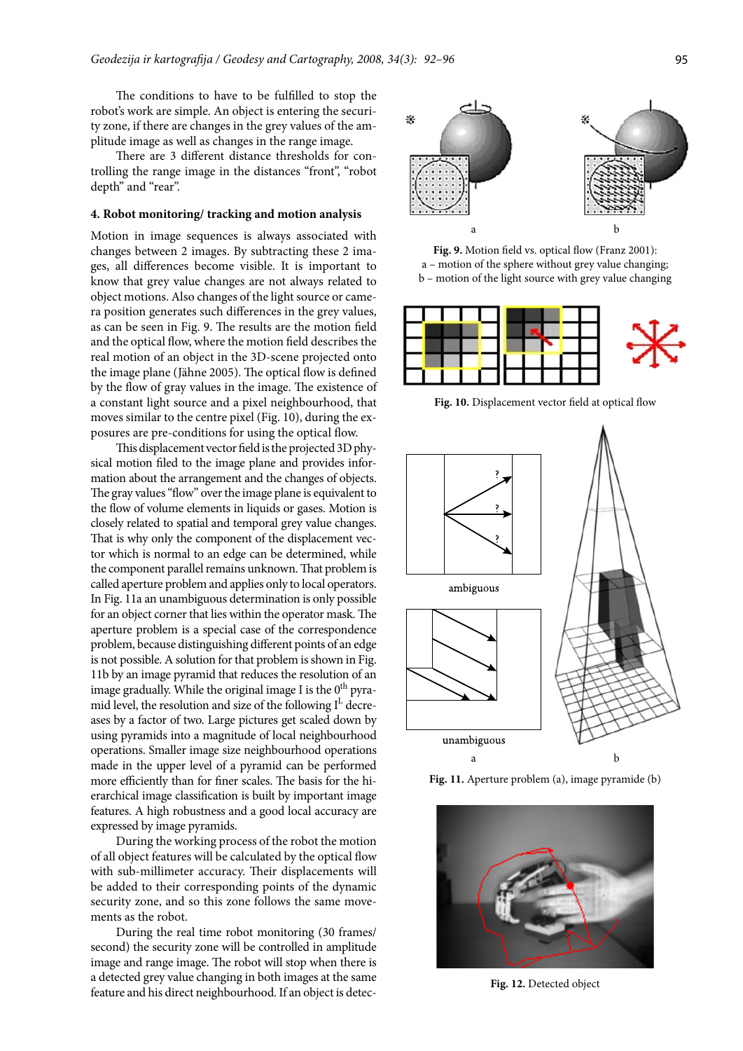The conditions to have to be fulfilled to stop the robot's work are simple. An object is entering the security zone, if there are changes in the grey values of the amplitude image as well as changes in the range image.

There are 3 different distance thresholds for controlling the range image in the distances "front", "robot depth" and "rear".

### 4. Robot monitoring/ tracking and motion analysis

Motion in image sequences is always associated with changes between 2 images. By subtracting these 2 images, all differences become visible. It is important to know that grey value changes are not always related to object motions. Also changes of the light source or camera position generates such differences in the grey values, as can be seen in Fig. 9. The results are the motion field and the optical flow, where the motion field describes the real motion of an object in the 3D-scene projected onto the image plane (Jähne 2005). The optical flow is defined by the flow of gray values in the image. The existence of a constant light source and a pixel neighbourhood, that moves similar to the centre pixel (Fig. 10), during the exposures are pre-conditions for using the optical flow.

This displacement vector field is the projected 3D physical motion filed to the image plane and provides information about the arrangement and the changes of objects. The gray values "flow" over the image plane is equivalent to the flow of volume elements in liquids or gases. Motion is closely related to spatial and temporal grey value changes. That is why only the component of the displacement vector which is normal to an edge can be determined, while the component parallel remains unknown. That problem is called aperture problem and applies only to local operators. In Fig. 11a an unambiguous determination is only possible for an object corner that lies within the operator mask. The aperture problem is a special case of the correspondence problem, because distinguishing different points of an edge is not possible. A solution for that problem is shown in Fig. 11b by an image pyramid that reduces the resolution of an image gradually. While the original image I is the $0^{th}$ pyramid level, the resolution and size of the following $I^{L}$ decreases by a factor of two. Large pictures get scaled down by using pyramids into a magnitude of local neighbourhood operations. Smaller image size neighbourhood operations made in the upper level of a pyramid can be performed more efficiently than for finer scales. The basis for the hierarchical image classification is built by important image features. A high robustness and a good local accuracy are expressed by image pyramids.

During the working process of the robot the motion of all object features will be calculated by the optical flow with sub-millimeter accuracy. Their displacements will be added to their corresponding points of the dynamic security zone, and so this zone follows the same movements as the robot.

During the real time robot monitoring (30 frames/second) the security zone will be controlled in amplitude image and range image. The robot will stop when there is a detected grey value changing in both images at the same feature and his direct neighbourhood. If an object is detec-

**Fig. 9.** Motion field vs. optical flow (Franz 2001): a – motion of the sphere without grey value changing; b – motion of the light source with grey value changing

**Fig. 10.** Displacement vector field at optical flow

**Fig. 11.** Aperture problem (a), image pyramide (b)

**Fig. 12.** Detected object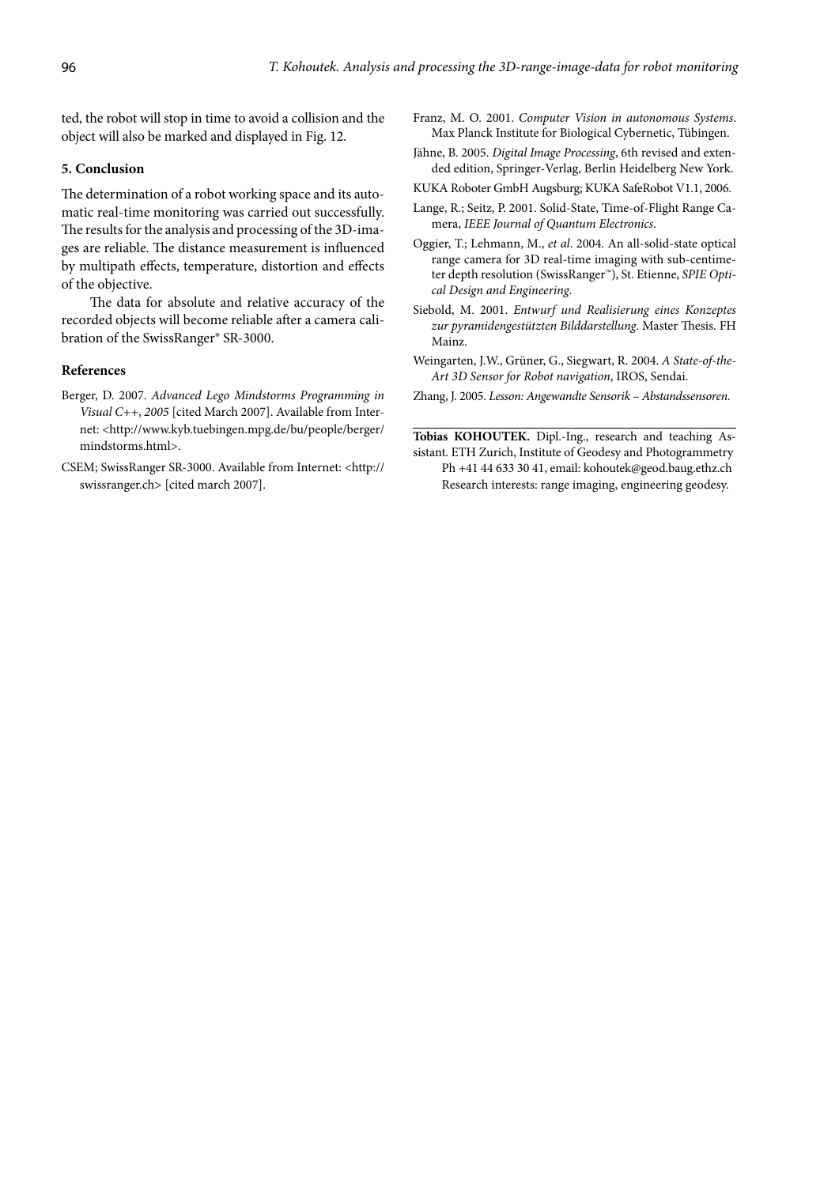ted, the robot will stop in time to avoid a collision and the object will also be marked and displayed in Fig. 12.

### 5. Conclusion

The determination of a robot working space and its automatic real-time monitoring was carried out successfully. The results for the analysis and processing of the 3D-images are reliable. The distance measurement is influenced by multipath effects, temperature, distortion and effects of the objective.

The data for absolute and relative accuracy of the recorded objects will become reliable after a camera calibration of the SwissRanger® SR-3000.

### References

Berger, D. 2007. *Advanced Lego Mindstorms Programming in Visual C++, 2005* [cited March 2007]. Available from Internet: <http://www.kyb.tuebingen.mpg.de/bu/people/berger/mindstorms.html>.

CSEM; SwissRanger SR-3000. Available from Internet: <http://swissranger.ch> [cited march 2007].

Franz, M. O. 2001. *Computer Vision in autonomous Systems*. Max Planck Institute for Biological Cybernetic, Tübingen.

Jähne, B. 2005. *Digital Image Processing*, 6th revised and extended edition, Springer-Verlag, Berlin Heidelberg New York.

KUKA Roboter GmbH Augsburg; KUKA SafeRobot V1.1, 2006.

Lange, R.; Seitz, P. 2001. Solid-State, Time-of-Flight Range Camera, *IEEE Journal of Quantum Electronics*.

Oggier, T.; Lehmann, M., *et al*. 2004. An all-solid-state optical range camera for 3D real-time imaging with sub-centimeter depth resolution (SwissRanger™), St. Etienne, *SPIE Optical Design and Engineering.*

Siebold, M. 2001. *Entwurf und Realisierung eines Konzeptes zur pyramidengestützten Bilddarstellung*. Master Thesis. FH Mainz.

Weingarten, J.W., Grüner, G., Siegwart, R. 2004. *A State-of-the-Art 3D Sensor for Robot navigation*, IROS, Sendai.

Zhang, J. 2005. *Lesson: Angewandte Sensorik – Abstandssensoren.*

---

**Tobias KOHOUTEK.** Dipl.-Ing., research and teaching Assistant. ETH Zurich, Institute of Geodesy and Photogrammetry Ph +41 44 633 30 41, email: kohoutek@geod.baug.ethz.ch Research interests: range imaging, engineering geodesy.